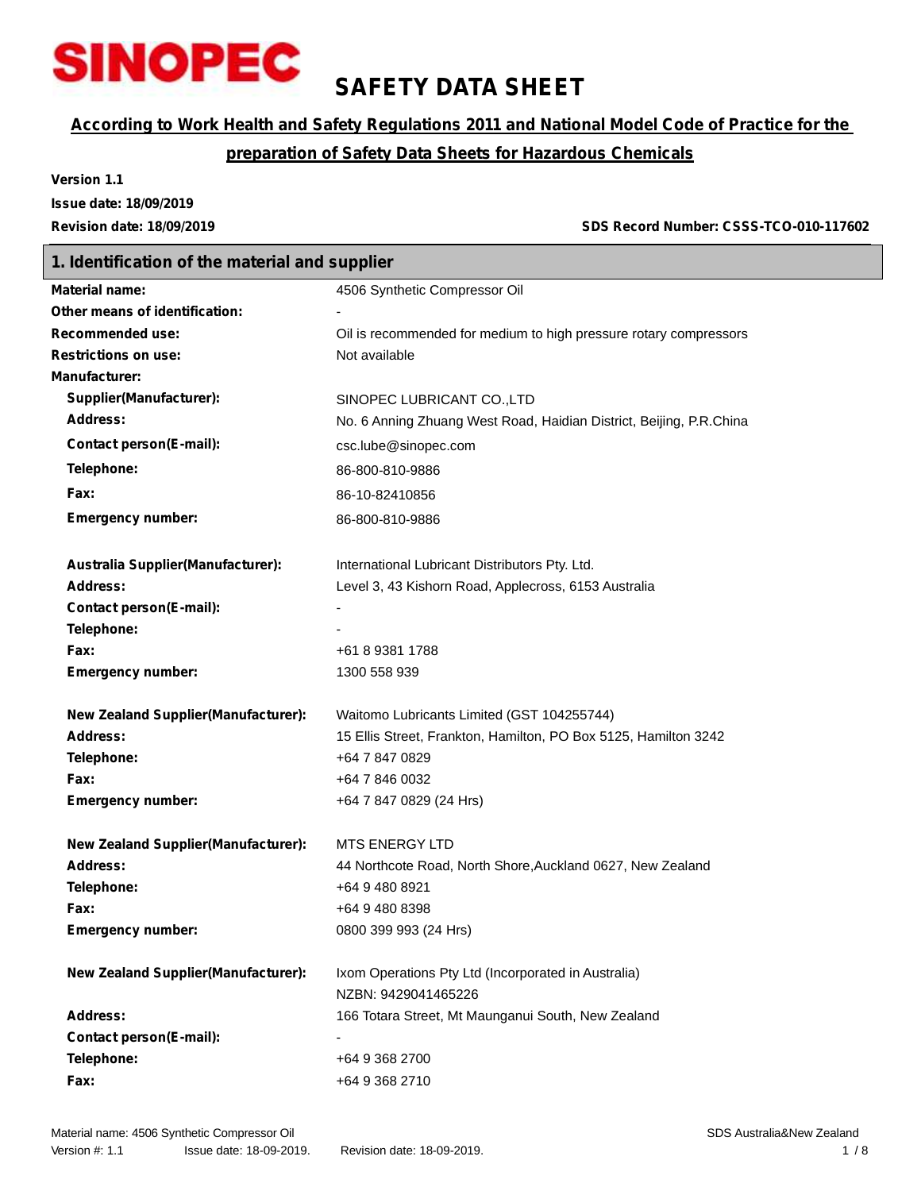SINOPEC

# SAFETY DATA SHEET

**According to Work Health and Safety Regulations 2011 and National Model Code of Practice for the preparation of Safety Data Sheets for Hazardous Chemicals**

**Version 1.1**
**Issue date: 18/09/2019**
**Revision date: 18/09/2019**

**SDS Record Number: CSSS-TCO-010-117602**

## 1. Identification of the material and supplier

| | |
|---|---|
| **Material name:** | 4506 Synthetic Compressor Oil |
| **Other means of identification:** | - |
| **Recommended use:** | Oil is recommended for medium to high pressure rotary compressors |
| **Restrictions on use:** | Not available |
| **Manufacturer:** | |
| **Supplier(Manufacturer):** | SINOPEC LUBRICANT CO.,LTD |
| **Address:** | No. 6 Anning Zhuang West Road, Haidian District, Beijing, P.R.China |
| **Contact person(E-mail):** | csc.lube@sinopec.com |
| **Telephone:** | 86-800-810-9886 |
| **Fax:** | 86-10-82410856 |
| **Emergency number:** | 86-800-810-9886 |
| | |
| **Australia Supplier(Manufacturer):** | International Lubricant Distributors Pty. Ltd. |
| **Address:** | Level 3, 43 Kishorn Road, Applecross, 6153 Australia |
| **Contact person(E-mail):** | - |
| **Telephone:** | - |
| **Fax:** | +61 8 9381 1788 |
| **Emergency number:** | 1300 558 939 |
| | |
| **New Zealand Supplier(Manufacturer):** | Waitomo Lubricants Limited (GST 104255744) |
| **Address:** | 15 Ellis Street, Frankton, Hamilton, PO Box 5125, Hamilton 3242 |
| **Telephone:** | +64 7 847 0829 |
| **Fax:** | +64 7 846 0032 |
| **Emergency number:** | +64 7 847 0829 (24 Hrs) |
| | |
| **New Zealand Supplier(Manufacturer):** | MTS ENERGY LTD |
| **Address:** | 44 Northcote Road, North Shore,Auckland 0627, New Zealand |
| **Telephone:** | +64 9 480 8921 |
| **Fax:** | +64 9 480 8398 |
| **Emergency number:** | 0800 399 993 (24 Hrs) |
| | |
| **New Zealand Supplier(Manufacturer):** | Ixom Operations Pty Ltd (Incorporated in Australia)<br>NZBN: 9429041465226 |
| **Address:** | 166 Totara Street, Mt Maunganui South, New Zealand |
| **Contact person(E-mail):** | - |
| **Telephone:** | +64 9 368 2700 |
| **Fax:** | +64 9 368 2710 |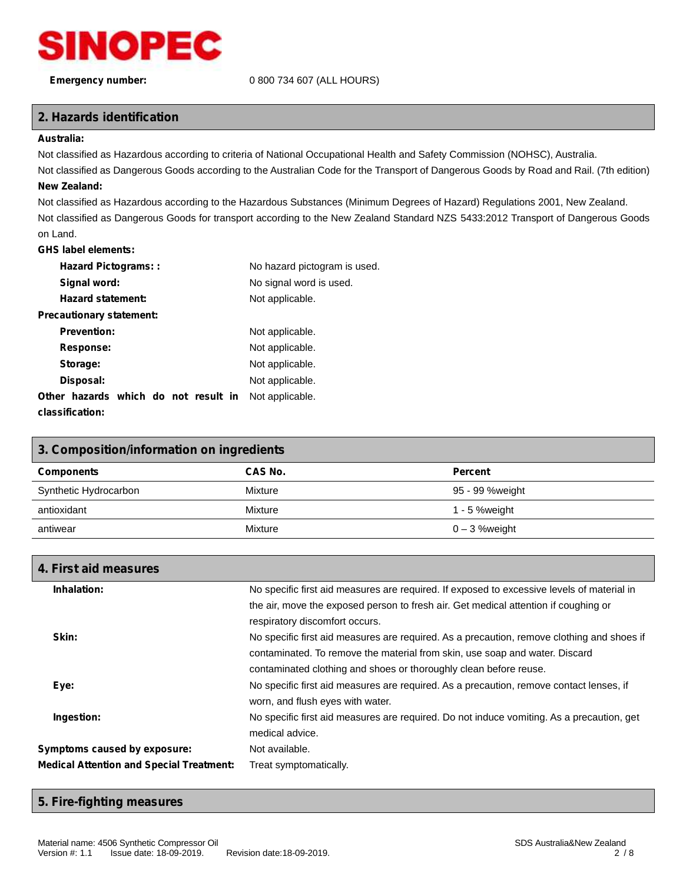**Emergency number:** 0 800 734 607 (ALL HOURS)

## 2. Hazards identification

**Australia:**

Not classified as Hazardous according to criteria of National Occupational Health and Safety Commission (NOHSC), Australia.

Not classified as Dangerous Goods according to the Australian Code for the Transport of Dangerous Goods by Road and Rail. (7th edition)

**New Zealand:**

Not classified as Hazardous according to the Hazardous Substances (Minimum Degrees of Hazard) Regulations 2001, New Zealand.

Not classified as Dangerous Goods for transport according to the New Zealand Standard NZS 5433:2012 Transport of Dangerous Goods on Land.

**GHS label elements:**

- **Hazard Pictograms: :** No hazard pictogram is used.
- **Signal word:** No signal word is used.
- **Hazard statement:** Not applicable.

**Precautionary statement:**

- **Prevention:** Not applicable.
- **Response:** Not applicable.
- **Storage:** Not applicable.
- **Disposal:** Not applicable.

**Other hazards which do not result in classification:** Not applicable.

## 3. Composition/information on ingredients

| Components | CAS No. | Percent |
|---|---|---|
| Synthetic Hydrocarbon | Mixture | 95 - 99 %weight |
| antioxidant | Mixture | 1 - 5 %weight |
| antiwear | Mixture | 0 – 3 %weight |

## 4. First aid measures

**Inhalation:** No specific first aid measures are required. If exposed to excessive levels of material in the air, move the exposed person to fresh air. Get medical attention if coughing or respiratory discomfort occurs.

**Skin:** No specific first aid measures are required. As a precaution, remove clothing and shoes if contaminated. To remove the material from skin, use soap and water. Discard contaminated clothing and shoes or thoroughly clean before reuse.

**Eye:** No specific first aid measures are required. As a precaution, remove contact lenses, if worn, and flush eyes with water.

**Ingestion:** No specific first aid measures are required. Do not induce vomiting. As a precaution, get medical advice.

**Symptoms caused by exposure:** Not available.

**Medical Attention and Special Treatment:** Treat symptomatically.

## 5. Fire-fighting measures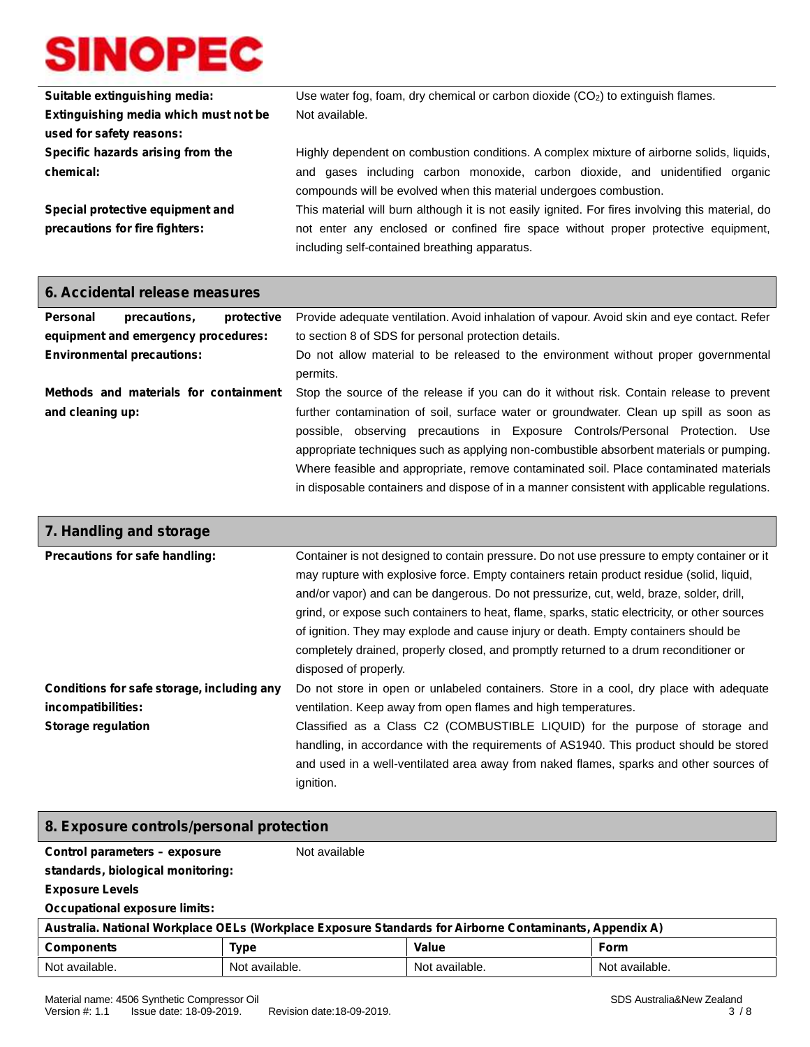| | |
|---|---|
| **Suitable extinguishing media:** | Use water fog, foam, dry chemical or carbon dioxide ($CO_2$) to extinguish flames. |
| **Extinguishing media which must not be used for safety reasons:** | Not available. |
| **Specific hazards arising from the chemical:** | Highly dependent on combustion conditions. A complex mixture of airborne solids, liquids, and gases including carbon monoxide, carbon dioxide, and unidentified organic compounds will be evolved when this material undergoes combustion. |
| **Special protective equipment and precautions for fire fighters:** | This material will burn although it is not easily ignited. For fires involving this material, do not enter any enclosed or confined fire space without proper protective equipment, including self-contained breathing apparatus. |

## 6. Accidental release measures

| | |
|---|---|
| **Personal precautions, protective equipment and emergency procedures:** | Provide adequate ventilation. Avoid inhalation of vapour. Avoid skin and eye contact. Refer to section 8 of SDS for personal protection details. |
| **Environmental precautions:** | Do not allow material to be released to the environment without proper governmental permits. |
| **Methods and materials for containment and cleaning up:** | Stop the source of the release if you can do it without risk. Contain release to prevent further contamination of soil, surface water or groundwater. Clean up spill as soon as possible, observing precautions in Exposure Controls/Personal Protection. Use appropriate techniques such as applying non-combustible absorbent materials or pumping. Where feasible and appropriate, remove contaminated soil. Place contaminated materials in disposable containers and dispose of in a manner consistent with applicable regulations. |

## 7. Handling and storage

| | |
|---|---|
| **Precautions for safe handling:** | Container is not designed to contain pressure. Do not use pressure to empty container or it may rupture with explosive force. Empty containers retain product residue (solid, liquid, and/or vapor) and can be dangerous. Do not pressurize, cut, weld, braze, solder, drill, grind, or expose such containers to heat, flame, sparks, static electricity, or other sources of ignition. They may explode and cause injury or death. Empty containers should be completely drained, properly closed, and promptly returned to a drum reconditioner or disposed of properly. |
| **Conditions for safe storage, including any incompatibilities:** | Do not store in open or unlabeled containers. Store in a cool, dry place with adequate ventilation. Keep away from open flames and high temperatures. |
| **Storage regulation** | Classified as a Class C2 (COMBUSTIBLE LIQUID) for the purpose of storage and handling, in accordance with the requirements of AS1940. This product should be stored and used in a well-ventilated area away from naked flames, sparks and other sources of ignition. |

## 8. Exposure controls/personal protection

| | |
|---|---|
| **Control parameters – exposure standards, biological monitoring:** | Not available |

**Exposure Levels**

**Occupational exposure limits:**

| Australia. National Workplace OELs (Workplace Exposure Standards for Airborne Contaminants, Appendix A) | | | |
|---|---|---|---|
| **Components** | **Type** | **Value** | **Form** |
| Not available. | Not available. | Not available. | Not available. |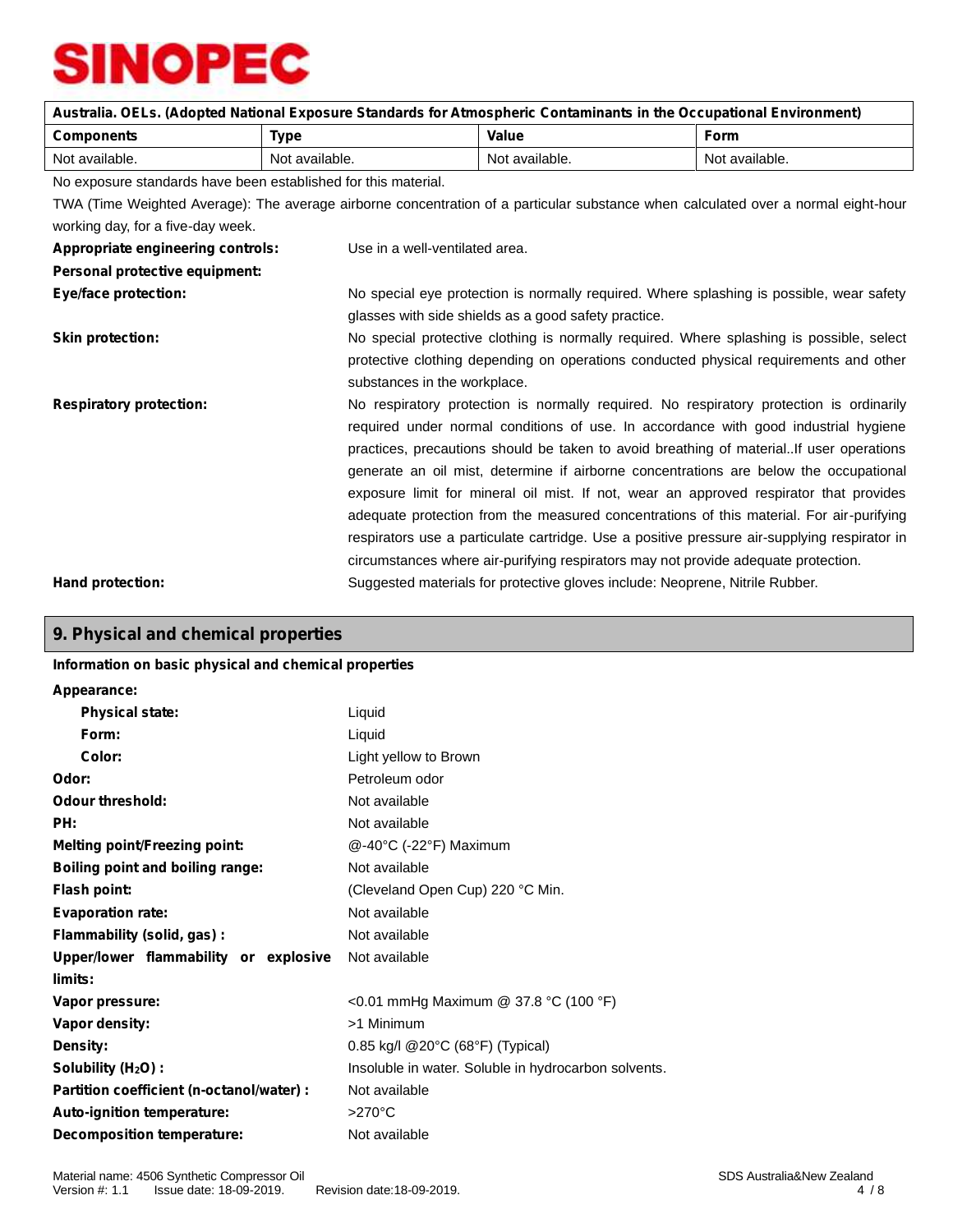| Australia. OELs. (Adopted National Exposure Standards for Atmospheric Contaminants in the Occupational Environment) | | | |
|---|---|---|---|
| **Components** | **Type** | **Value** | **Form** |
| Not available. | Not available. | Not available. | Not available. |

No exposure standards have been established for this material.

TWA (Time Weighted Average): The average airborne concentration of a particular substance when calculated over a normal eight-hour working day, for a five-day week.

**Appropriate engineering controls:** Use in a well-ventilated area.

**Personal protective equipment:**

**Eye/face protection:** No special eye protection is normally required. Where splashing is possible, wear safety glasses with side shields as a good safety practice.

**Skin protection:** No special protective clothing is normally required. Where splashing is possible, select protective clothing depending on operations conducted physical requirements and other substances in the workplace.

**Respiratory protection:** No respiratory protection is normally required. No respiratory protection is ordinarily required under normal conditions of use. In accordance with good industrial hygiene practices, precautions should be taken to avoid breathing of material..If user operations generate an oil mist, determine if airborne concentrations are below the occupational exposure limit for mineral oil mist. If not, wear an approved respirator that provides adequate protection from the measured concentrations of this material. For air-purifying respirators use a particulate cartridge. Use a positive pressure air-supplying respirator in circumstances where air-purifying respirators may not provide adequate protection.

**Hand protection:** Suggested materials for protective gloves include: Neoprene, Nitrile Rubber.

## 9. Physical and chemical properties

**Information on basic physical and chemical properties**

**Appearance:**

- **Physical state:** Liquid
- **Form:** Liquid
- **Color:** Light yellow to Brown

**Odor:** Petroleum odor

**Odour threshold:** Not available

**PH:** Not available

**Melting point/Freezing point:** @-40°C (-22°F) Maximum

**Boiling point and boiling range:** Not available

**Flash point:** (Cleveland Open Cup) 220 °C Min.

**Evaporation rate:** Not available

**Flammability (solid, gas) :** Not available

**Upper/lower flammability or explosive limits:** Not available

**Vapor pressure:** <0.01 mmHg Maximum @ 37.8 °C (100 °F)

**Vapor density:** >1 Minimum

**Density:** 0.85 kg/l @20°C (68°F) (Typical)

**Solubility ($H_2O$) :** Insoluble in water. Soluble in hydrocarbon solvents.

**Partition coefficient (n-octanol/water) :** Not available

**Auto-ignition temperature:** >270°C

**Decomposition temperature:** Not available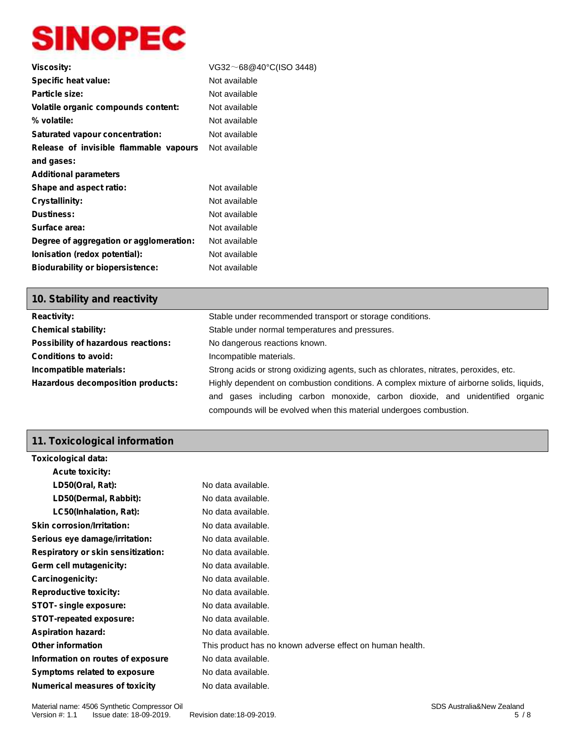| | |
|---|---|
| **Viscosity:** | VG32～68@40°C(ISO 3448) |
| **Specific heat value:** | Not available |
| **Particle size:** | Not available |
| **Volatile organic compounds content:** | Not available |
| **% volatile:** | Not available |
| **Saturated vapour concentration:** | Not available |
| **Release of invisible flammable vapours and gases:** | Not available |
| **Additional parameters** | |
| **Shape and aspect ratio:** | Not available |
| **Crystallinity:** | Not available |
| **Dustiness:** | Not available |
| **Surface area:** | Not available |
| **Degree of aggregation or agglomeration:** | Not available |
| **Ionisation (redox potential):** | Not available |
| **Biodurability or biopersistence:** | Not available |

## 10. Stability and reactivity

| | |
|---|---|
| **Reactivity:** | Stable under recommended transport or storage conditions. |
| **Chemical stability:** | Stable under normal temperatures and pressures. |
| **Possibility of hazardous reactions:** | No dangerous reactions known. |
| **Conditions to avoid:** | Incompatible materials. |
| **Incompatible materials:** | Strong acids or strong oxidizing agents, such as chlorates, nitrates, peroxides, etc. |
| **Hazardous decomposition products:** | Highly dependent on combustion conditions. A complex mixture of airborne solids, liquids, and gases including carbon monoxide, carbon dioxide, and unidentified organic compounds will be evolved when this material undergoes combustion. |

## 11. Toxicological information

| | |
|---|---|
| **Toxicological data:** | |
| **Acute toxicity:** | |
| **LD50(Oral, Rat):** | No data available. |
| **LD50(Dermal, Rabbit):** | No data available. |
| **LC50(Inhalation, Rat):** | No data available. |
| **Skin corrosion/Irritation:** | No data available. |
| **Serious eye damage/irritation:** | No data available. |
| **Respiratory or skin sensitization:** | No data available. |
| **Germ cell mutagenicity:** | No data available. |
| **Carcinogenicity:** | No data available. |
| **Reproductive toxicity:** | No data available. |
| **STOT- single exposure:** | No data available. |
| **STOT-repeated exposure:** | No data available. |
| **Aspiration hazard:** | No data available. |
| **Other information** | This product has no known adverse effect on human health. |
| **Information on routes of exposure** | No data available. |
| **Symptoms related to exposure** | No data available. |
| **Numerical measures of toxicity** | No data available. |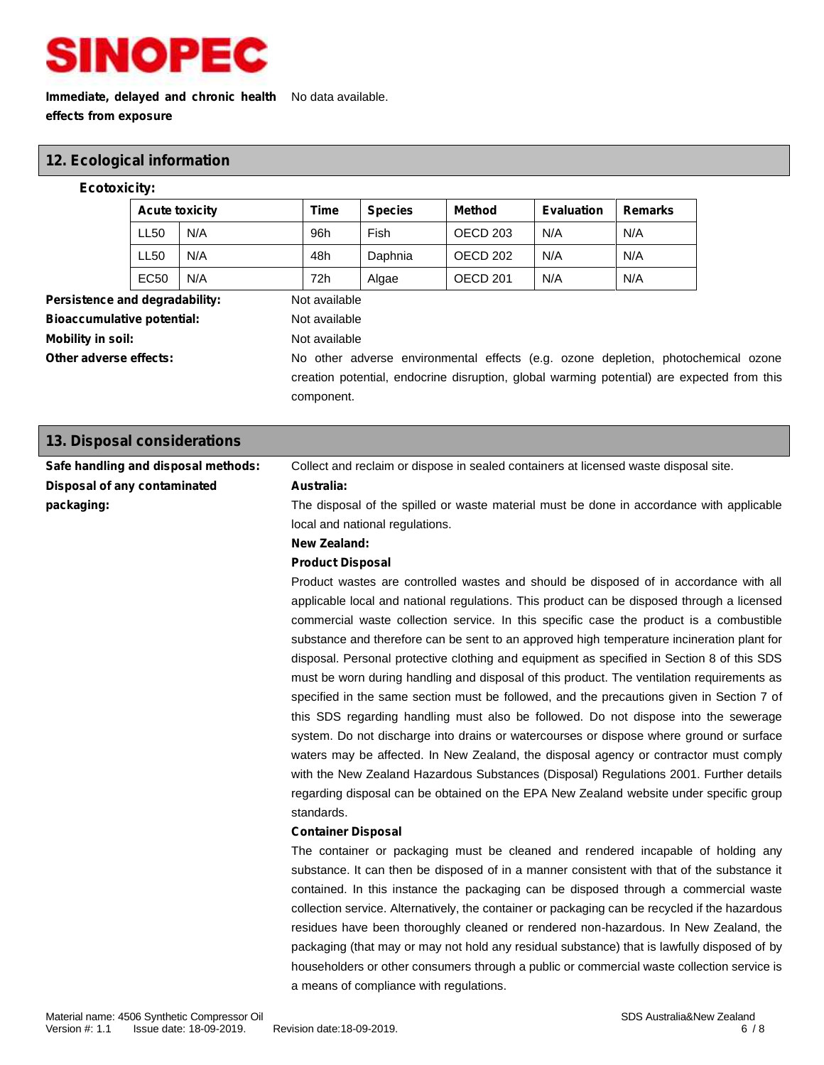**Immediate, delayed and chronic health effects from exposure**

No data available.

## 12. Ecological information

**Ecotoxicity:**

| Acute toxicity | | Time | Species | Method | Evaluation | Remarks |
|---|---|---|---|---|---|---|
| LL50 | N/A | 96h | Fish | OECD 203 | N/A | N/A |
| LL50 | N/A | 48h | Daphnia | OECD 202 | N/A | N/A |
| EC50 | N/A | 72h | Algae | OECD 201 | N/A | N/A |

**Persistence and degradability:** Not available

**Bioaccumulative potential:** Not available

**Mobility in soil:** Not available

**Other adverse effects:** No other adverse environmental effects (e.g. ozone depletion, photochemical ozone creation potential, endocrine disruption, global warming potential) are expected from this component.

## 13. Disposal considerations

**Safe handling and disposal methods:** Collect and reclaim or dispose in sealed containers at licensed waste disposal site.

**Disposal of any contaminated packaging:**

**Australia:**

The disposal of the spilled or waste material must be done in accordance with applicable local and national regulations.

**New Zealand:**

**Product Disposal**

Product wastes are controlled wastes and should be disposed of in accordance with all applicable local and national regulations. This product can be disposed through a licensed commercial waste collection service. In this specific case the product is a combustible substance and therefore can be sent to an approved high temperature incineration plant for disposal. Personal protective clothing and equipment as specified in Section 8 of this SDS must be worn during handling and disposal of this product. The ventilation requirements as specified in the same section must be followed, and the precautions given in Section 7 of this SDS regarding handling must also be followed. Do not dispose into the sewerage system. Do not discharge into drains or watercourses or dispose where ground or surface waters may be affected. In New Zealand, the disposal agency or contractor must comply with the New Zealand Hazardous Substances (Disposal) Regulations 2001. Further details regarding disposal can be obtained on the EPA New Zealand website under specific group standards.

**Container Disposal**

The container or packaging must be cleaned and rendered incapable of holding any substance. It can then be disposed of in a manner consistent with that of the substance it contained. In this instance the packaging can be disposed through a commercial waste collection service. Alternatively, the container or packaging can be recycled if the hazardous residues have been thoroughly cleaned or rendered non-hazardous. In New Zealand, the packaging (that may or may not hold any residual substance) that is lawfully disposed of by householders or other consumers through a public or commercial waste collection service is a means of compliance with regulations.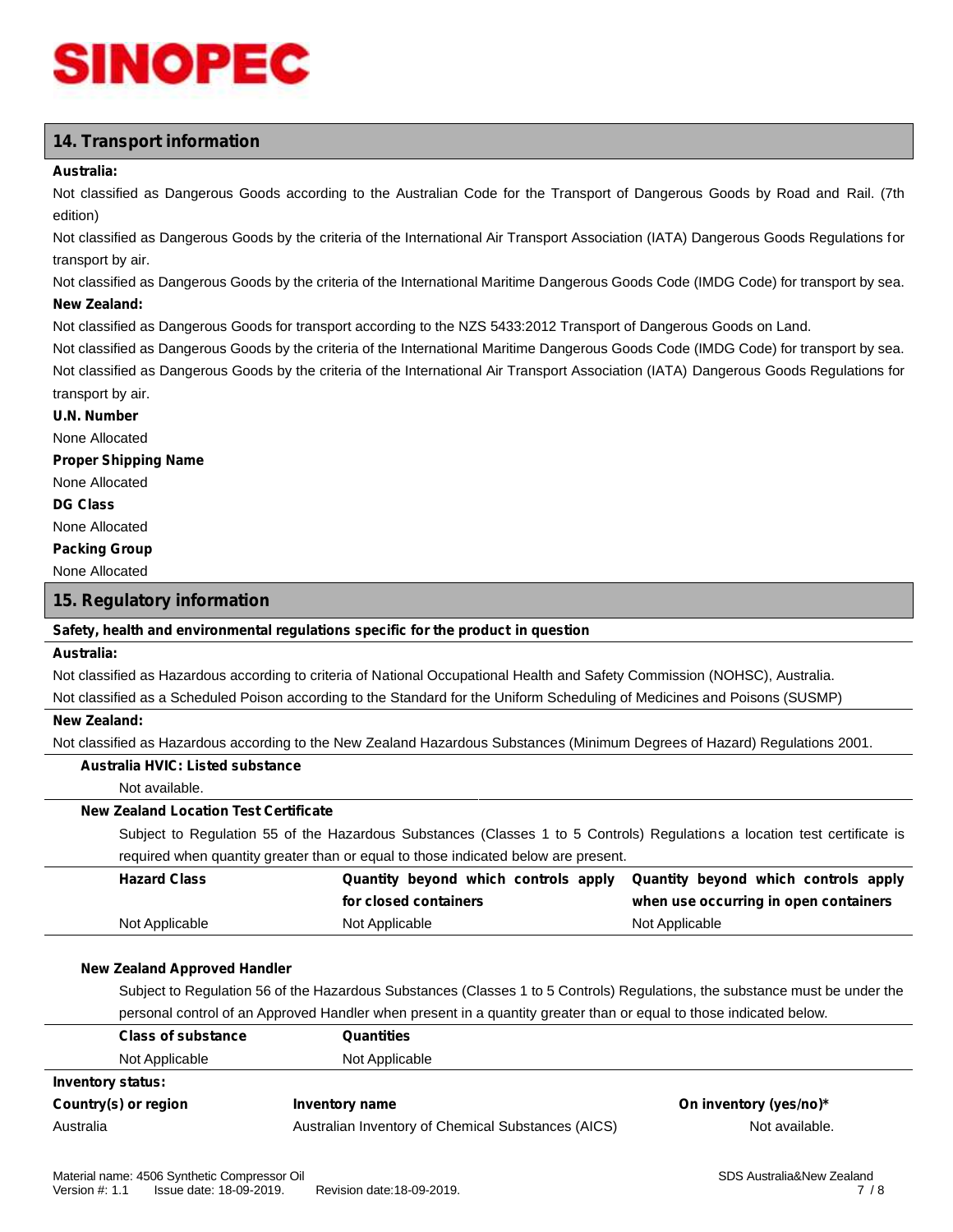## 14. Transport information

**Australia:**

Not classified as Dangerous Goods according to the Australian Code for the Transport of Dangerous Goods by Road and Rail. (7th edition)

Not classified as Dangerous Goods by the criteria of the International Air Transport Association (IATA) Dangerous Goods Regulations for transport by air.

Not classified as Dangerous Goods by the criteria of the International Maritime Dangerous Goods Code (IMDG Code) for transport by sea.

**New Zealand:**

Not classified as Dangerous Goods for transport according to the NZS 5433:2012 Transport of Dangerous Goods on Land.

Not classified as Dangerous Goods by the criteria of the International Maritime Dangerous Goods Code (IMDG Code) for transport by sea.

Not classified as Dangerous Goods by the criteria of the International Air Transport Association (IATA) Dangerous Goods Regulations for transport by air.

**U.N. Number**

None Allocated

**Proper Shipping Name**

None Allocated

**DG Class**

None Allocated

**Packing Group**

None Allocated

## 15. Regulatory information

**Safety, health and environmental regulations specific for the product in question**

**Australia:**

Not classified as Hazardous according to criteria of National Occupational Health and Safety Commission (NOHSC), Australia.

Not classified as a Scheduled Poison according to the Standard for the Uniform Scheduling of Medicines and Poisons (SUSMP)

**New Zealand:**

Not classified as Hazardous according to the New Zealand Hazardous Substances (Minimum Degrees of Hazard) Regulations 2001.

**Australia HVIC: Listed substance**

Not available.

**New Zealand Location Test Certificate**

Subject to Regulation 55 of the Hazardous Substances (Classes 1 to 5 Controls) Regulations a location test certificate is required when quantity greater than or equal to those indicated below are present.

| Hazard Class | Quantity beyond which controls apply for closed containers | Quantity beyond which controls apply when use occurring in open containers |
|---|---|---|
| Not Applicable | Not Applicable | Not Applicable |

**New Zealand Approved Handler**

Subject to Regulation 56 of the Hazardous Substances (Classes 1 to 5 Controls) Regulations, the substance must be under the personal control of an Approved Handler when present in a quantity greater than or equal to those indicated below.

| Class of substance | Quantities |
|---|---|
| Not Applicable | Not Applicable |

**Inventory status:**

| Country(s) or region | Inventory name | On inventory (yes/no)* |
|---|---|---|
| Australia | Australian Inventory of Chemical Substances (AICS) | Not available. |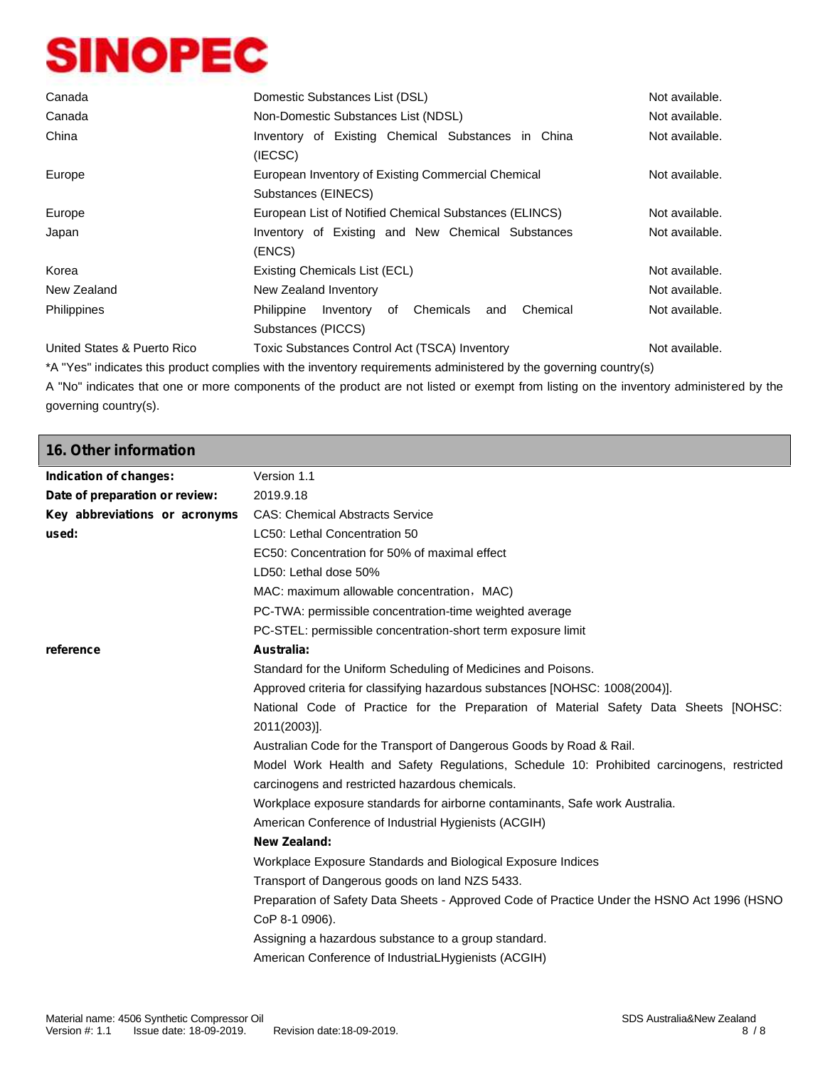| | | |
|---|---|---|
| Canada | Domestic Substances List (DSL) | Not available. |
| Canada | Non-Domestic Substances List (NDSL) | Not available. |
| China | Inventory of Existing Chemical Substances in China (IECSC) | Not available. |
| Europe | European Inventory of Existing Commercial Chemical Substances (EINECS) | Not available. |
| Europe | European List of Notified Chemical Substances (ELINCS) | Not available. |
| Japan | Inventory of Existing and New Chemical Substances (ENCS) | Not available. |
| Korea | Existing Chemicals List (ECL) | Not available. |
| New Zealand | New Zealand Inventory | Not available. |
| Philippines | Philippine Inventory of Chemicals and Chemical Substances (PICCS) | Not available. |
| United States & Puerto Rico | Toxic Substances Control Act (TSCA) Inventory | Not available. |

*A "Yes" indicates this product complies with the inventory requirements administered by the governing country(s)

A "No" indicates that one or more components of the product are not listed or exempt from listing on the inventory administered by the governing country(s).

## 16. Other information

**Indication of changes:** Version 1.1

**Date of preparation or review:** 2019.9.18

**Key abbreviations or acronyms used:**

CAS: Chemical Abstracts Service
LC50: Lethal Concentration 50
EC50: Concentration for 50% of maximal effect
LD50: Lethal dose 50%
MAC: maximum allowable concentration，MAC)
PC-TWA: permissible concentration-time weighted average
PC-STEL: permissible concentration-short term exposure limit

**reference**

**Australia:**

Standard for the Uniform Scheduling of Medicines and Poisons.
Approved criteria for classifying hazardous substances [NOHSC: 1008(2004)].
National Code of Practice for the Preparation of Material Safety Data Sheets [NOHSC: 2011(2003)].
Australian Code for the Transport of Dangerous Goods by Road & Rail.
Model Work Health and Safety Regulations, Schedule 10: Prohibited carcinogens, restricted carcinogens and restricted hazardous chemicals.
Workplace exposure standards for airborne contaminants, Safe work Australia.
American Conference of Industrial Hygienists (ACGIH)

**New Zealand:**

Workplace Exposure Standards and Biological Exposure Indices
Transport of Dangerous goods on land NZS 5433.
Preparation of Safety Data Sheets - Approved Code of Practice Under the HSNO Act 1996 (HSNO CoP 8-1 0906).
Assigning a hazardous substance to a group standard.
American Conference of IndustriaLHygienists (ACGIH)